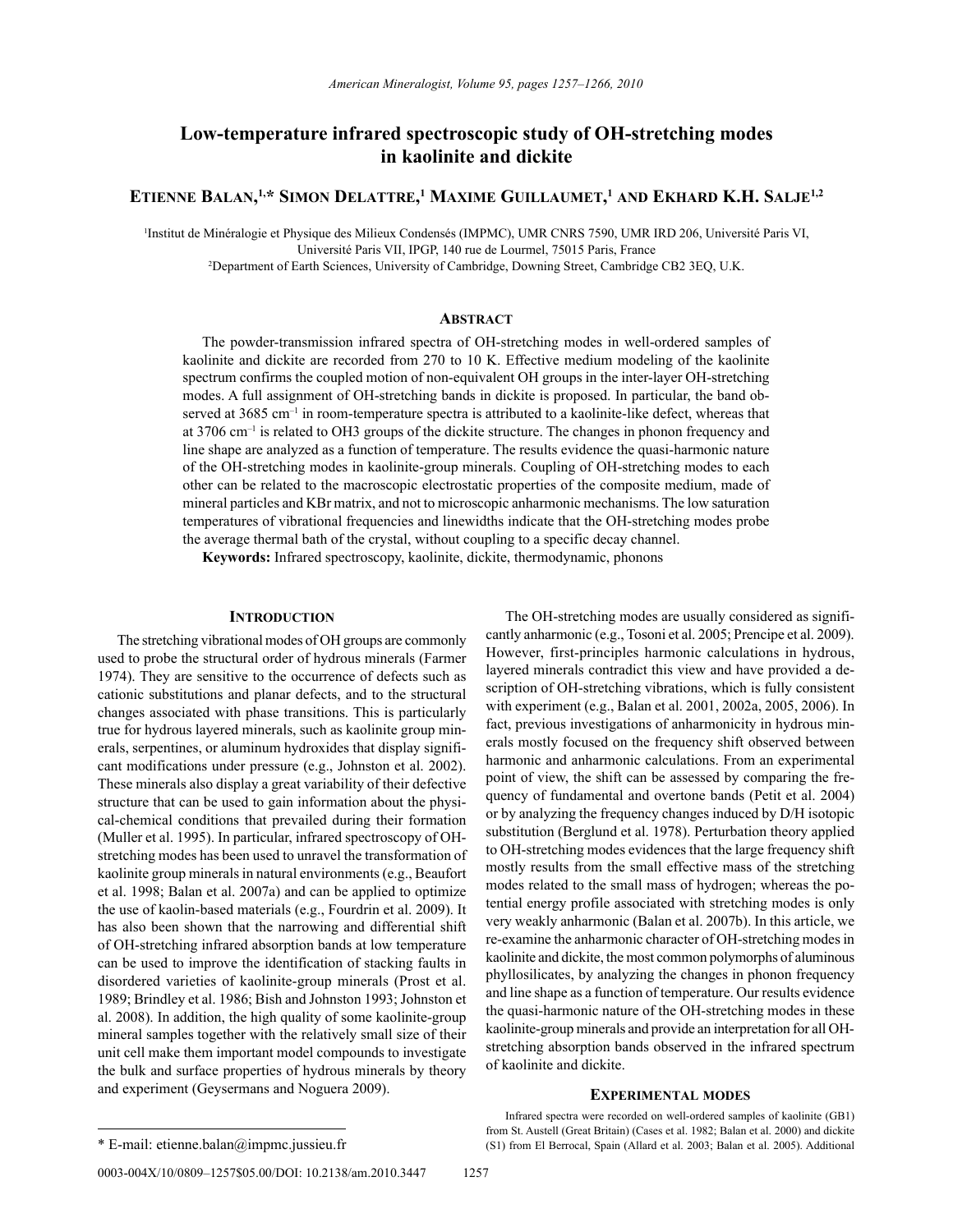# Low-temperature infrared spectroscopic study of OH-stretching modes in kaolinite and dickite

**Etienne Balan,[1,*] Simon Delattre,[1] Maxime Guillaumet,[1] and Ekhard K.H. Salje[1,2]**

[1]Institut de Minéralogie et Physique des Milieux Condensés (IMPMC), UMR CNRS 7590, UMR IRD 206, Université Paris VI, Université Paris VII, IPGP, 140 rue de Lourmel, 75015 Paris, France

[2]Department of Earth Sciences, University of Cambridge, Downing Street, Cambridge CB2 3EQ, U.K.

## Abstract

The powder-transmission infrared spectra of OH-stretching modes in well-ordered samples of kaolinite and dickite are recorded from 270 to 10 K. Effective medium modeling of the kaolinite spectrum confirms the coupled motion of non-equivalent OH groups in the inter-layer OH-stretching modes. A full assignment of OH-stretching bands in dickite is proposed. In particular, the band observed at 3685 $cm^{-1}$ in room-temperature spectra is attributed to a kaolinite-like defect, whereas that at 3706 $cm^{-1}$ is related to OH3 groups of the dickite structure. The changes in phonon frequency and line shape are analyzed as a function of temperature. The results evidence the quasi-harmonic nature of the OH-stretching modes in kaolinite-group minerals. Coupling of OH-stretching modes to each other can be related to the macroscopic electrostatic properties of the composite medium, made of mineral particles and KBr matrix, and not to microscopic anharmonic mechanisms. The low saturation temperatures of vibrational frequencies and linewidths indicate that the OH-stretching modes probe the average thermal bath of the crystal, without coupling to a specific decay channel.

**Keywords:** Infrared spectroscopy, kaolinite, dickite, thermodynamic, phonons

## Introduction

The stretching vibrational modes of OH groups are commonly used to probe the structural order of hydrous minerals (Farmer 1974). They are sensitive to the occurrence of defects such as cationic substitutions and planar defects, and to the structural changes associated with phase transitions. This is particularly true for hydrous layered minerals, such as kaolinite group minerals, serpentines, or aluminum hydroxides that display significant modifications under pressure (e.g., Johnston et al. 2002). These minerals also display a great variability of their defective structure that can be used to gain information about the physical-chemical conditions that prevailed during their formation (Muller et al. 1995). In particular, infrared spectroscopy of OH-stretching modes has been used to unravel the transformation of kaolinite group minerals in natural environments (e.g., Beaufort et al. 1998; Balan et al. 2007a) and can be applied to optimize the use of kaolin-based materials (e.g., Fourdrin et al. 2009). It has also been shown that the narrowing and differential shift of OH-stretching infrared absorption bands at low temperature can be used to improve the identification of stacking faults in disordered varieties of kaolinite-group minerals (Prost et al. 1989; Brindley et al. 1986; Bish and Johnston 1993; Johnston et al. 2008). In addition, the high quality of some kaolinite-group mineral samples together with the relatively small size of their unit cell make them important model compounds to investigate the bulk and surface properties of hydrous minerals by theory and experiment (Geysermans and Noguera 2009).

The OH-stretching modes are usually considered as significantly anharmonic (e.g., Tosoni et al. 2005; Prencipe et al. 2009). However, first-principles harmonic calculations in hydrous, layered minerals contradict this view and have provided a description of OH-stretching vibrations, which is fully consistent with experiment (e.g., Balan et al. 2001, 2002a, 2005, 2006). In fact, previous investigations of anharmonicity in hydrous minerals mostly focused on the frequency shift observed between harmonic and anharmonic calculations. From an experimental point of view, the shift can be assessed by comparing the frequency of fundamental and overtone bands (Petit et al. 2004) or by analyzing the frequency changes induced by D/H isotopic substitution (Berglund et al. 1978). Perturbation theory applied to OH-stretching modes evidences that the large frequency shift mostly results from the small effective mass of the stretching modes related to the small mass of hydrogen; whereas the potential energy profile associated with stretching modes is only very weakly anharmonic (Balan et al. 2007b). In this article, we re-examine the anharmonic character of OH-stretching modes in kaolinite and dickite, the most common polymorphs of aluminous phyllosilicates, by analyzing the changes in phonon frequency and line shape as a function of temperature. Our results evidence the quasi-harmonic nature of the OH-stretching modes in these kaolinite-group minerals and provide an interpretation for all OH-stretching absorption bands observed in the infrared spectrum of kaolinite and dickite.

## Experimental modes

Infrared spectra were recorded on well-ordered samples of kaolinite (GB1) from St. Austell (Great Britain) (Cases et al. 1982; Balan et al. 2000) and dickite (S1) from El Berrocal, Spain (Allard et al. 2003; Balan et al. 2005). Additional

\* E-mail: etienne.balan@impmc.jussieu.fr

0003-004X/10/0809–1257$05.00/DOI: 10.2138/am.2010.3447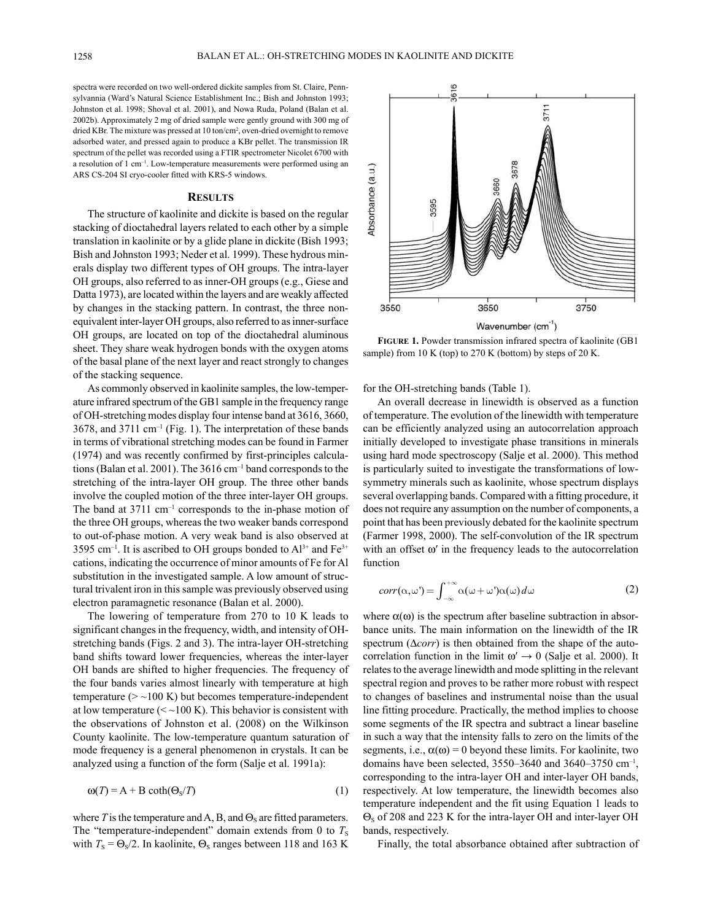spectra were recorded on two well-ordered dickite samples from St. Claire, Pennsylvannia (Ward's Natural Science Establishment Inc.; Bish and Johnston 1993; Johnston et al. 1998; Shoval et al. 2001), and Nowa Ruda, Poland (Balan et al. 2002b). Approximately 2 mg of dried sample were gently ground with 300 mg of dried KBr. The mixture was pressed at 10 ton/cm², oven-dried overnight to remove adsorbed water, and pressed again to produce a KBr pellet. The transmission IR spectrum of the pellet was recorded using a FTIR spectrometer Nicolet 6700 with a resolution of 1 cm⁻¹. Low-temperature measurements were performed using an ARS CS-204 SI cryo-cooler fitted with KRS-5 windows.

## RESULTS

The structure of kaolinite and dickite is based on the regular stacking of dioctahedral layers related to each other by a simple translation in kaolinite or by a glide plane in dickite (Bish 1993; Bish and Johnston 1993; Neder et al. 1999). These hydrous minerals display two different types of OH groups. The intra-layer OH groups, also referred to as inner-OH groups (e.g., Giese and Datta 1973), are located within the layers and are weakly affected by changes in the stacking pattern. In contrast, the three non-equivalent inter-layer OH groups, also referred to as inner-surface OH groups, are located on top of the dioctahedral aluminous sheet. They share weak hydrogen bonds with the oxygen atoms of the basal plane of the next layer and react strongly to changes of the stacking sequence.

As commonly observed in kaolinite samples, the low-temperature infrared spectrum of the GB1 sample in the frequency range of OH-stretching modes display four intense band at 3616, 3660, 3678, and 3711 cm⁻¹ (Fig. 1). The interpretation of these bands in terms of vibrational stretching modes can be found in Farmer (1974) and was recently confirmed by first-principles calculations (Balan et al. 2001). The 3616 cm⁻¹ band corresponds to the stretching of the intra-layer OH group. The three other bands involve the coupled motion of the three inter-layer OH groups. The band at 3711 cm⁻¹ corresponds to the in-phase motion of the three OH groups, whereas the two weaker bands correspond to out-of-phase motion. A very weak band is also observed at 3595 cm⁻¹. It is ascribed to OH groups bonded to $Al^{3+}$ and $Fe^{3+}$ cations, indicating the occurrence of minor amounts of Fe for Al substitution in the investigated sample. A low amount of structural trivalent iron in this sample was previously observed using electron paramagnetic resonance (Balan et al. 2000).

The lowering of temperature from 270 to 10 K leads to significant changes in the frequency, width, and intensity of OH-stretching bands (Figs. 2 and 3). The intra-layer OH-stretching band shifts toward lower frequencies, whereas the inter-layer OH bands are shifted to higher frequencies. The frequency of the four bands varies almost linearly with temperature at high temperature (> ~100 K) but becomes temperature-independent at low temperature (< ~100 K). This behavior is consistent with the observations of Johnston et al. (2008) on the Wilkinson County kaolinite. The low-temperature quantum saturation of mode frequency is a general phenomenon in crystals. It can be analyzed using a function of the form (Salje et al. 1991a):

$$\omega(T) = \mathrm{A} + \mathrm{B}\coth(\Theta_S/T) \tag{1}$$

where $T$ is the temperature and A, B, and $\Theta_S$ are fitted parameters. The "temperature-independent" domain extends from 0 to $T_S$ with $T_S = \Theta_S/2$. In kaolinite, $\Theta_S$ ranges between 118 and 163 K for the OH-stretching bands (Table 1).

**FIGURE 1.** Powder transmission infrared spectra of kaolinite (GB1 sample) from 10 K (top) to 270 K (bottom) by steps of 20 K.

An overall decrease in linewidth is observed as a function of temperature. The evolution of the linewidth with temperature can be efficiently analyzed using an autocorrelation approach initially developed to investigate phase transitions in minerals using hard mode spectroscopy (Salje et al. 2000). This method is particularly suited to investigate the transformations of low-symmetry minerals such as kaolinite, whose spectrum displays several overlapping bands. Compared with a fitting procedure, it does not require any assumption on the number of components, a point that has been previously debated for the kaolinite spectrum (Farmer 1998, 2000). The self-convolution of the IR spectrum with an offset $\omega'$ in the frequency leads to the autocorrelation function

$$corr(\alpha,\omega') = \int_{-\infty}^{+\infty} \alpha(\omega+\omega')\alpha(\omega)\,d\omega \tag{2}$$

where $\alpha(\omega)$ is the spectrum after baseline subtraction in absorbance units. The main information on the linewidth of the IR spectrum ($\Delta corr$) is then obtained from the shape of the autocorrelation function in the limit $\omega' \to 0$ (Salje et al. 2000). It relates to the average linewidth and mode splitting in the relevant spectral region and proves to be rather more robust with respect to changes of baselines and instrumental noise than the usual line fitting procedure. Practically, the method implies to choose some segments of the IR spectra and subtract a linear baseline in such a way that the intensity falls to zero on the limits of the segments, i.e., $\alpha(\omega) = 0$ beyond these limits. For kaolinite, two domains have been selected, 3550–3640 and 3640–3750 cm⁻¹, corresponding to the intra-layer OH and inter-layer OH bands, respectively. At low temperature, the linewidth becomes also temperature independent and the fit using Equation 1 leads to $\Theta_S$ of 208 and 223 K for the intra-layer OH and inter-layer OH bands, respectively.

Finally, the total absorbance obtained after subtraction of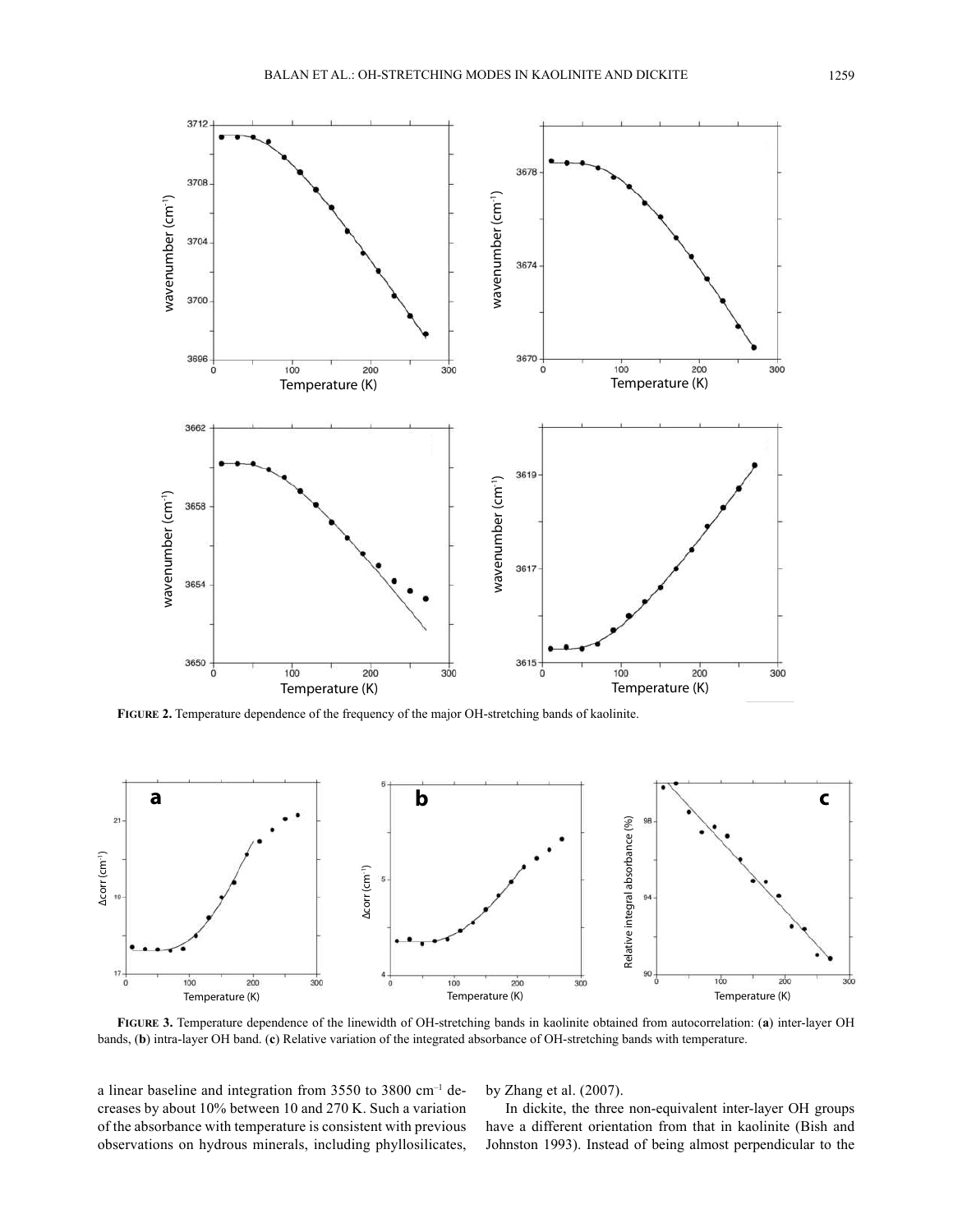**FIGURE 2.** Temperature dependence of the frequency of the major OH-stretching bands of kaolinite.

**FIGURE 3.** Temperature dependence of the linewidth of OH-stretching bands in kaolinite obtained from autocorrelation: (**a**) inter-layer OH bands, (**b**) intra-layer OH band. (**c**) Relative variation of the integrated absorbance of OH-stretching bands with temperature.

a linear baseline and integration from 3550 to 3800 cm$^{-1}$ decreases by about 10% between 10 and 270 K. Such a variation of the absorbance with temperature is consistent with previous observations on hydrous minerals, including phyllosilicates, by Zhang et al. (2007).

In dickite, the three non-equivalent inter-layer OH groups have a different orientation from that in kaolinite (Bish and Johnston 1993). Instead of being almost perpendicular to the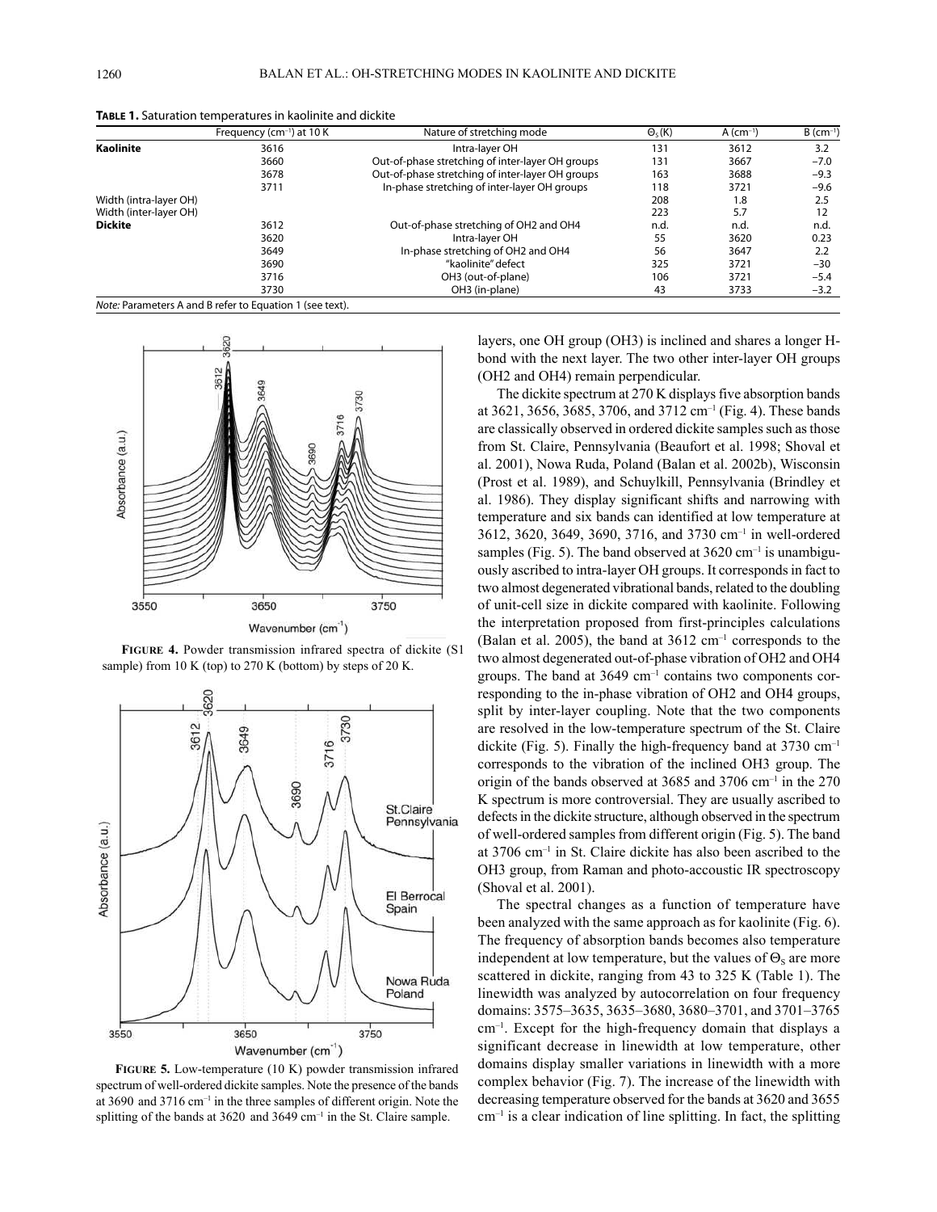**TABLE 1.** Saturation temperatures in kaolinite and dickite

| | Frequency (cm$^{-1}$) at 10 K | Nature of stretching mode | $\Theta_S$ (K) | A (cm$^{-1}$) | B (cm$^{-1}$) |
|---|---|---|---|---|---|
| **Kaolinite** | 3616 | Intra-layer OH | 131 | 3612 | 3.2 |
| | 3660 | Out-of-phase stretching of inter-layer OH groups | 131 | 3667 | −7.0 |
| | 3678 | Out-of-phase stretching of inter-layer OH groups | 163 | 3688 | −9.3 |
| | 3711 | In-phase stretching of inter-layer OH groups | 118 | 3721 | −9.6 |
| Width (intra-layer OH) | | | 208 | 1.8 | 2.5 |
| Width (inter-layer OH) | | | 223 | 5.7 | 12 |
| **Dickite** | 3612 | Out-of-phase stretching of OH2 and OH4 | n.d. | n.d. | n.d. |
| | 3620 | Intra-layer OH | 55 | 3620 | 0.23 |
| | 3649 | In-phase stretching of OH2 and OH4 | 56 | 3647 | 2.2 |
| | 3690 | "kaolinite" defect | 325 | 3721 | −30 |
| | 3716 | OH3 (out-of-plane) | 106 | 3721 | −5.4 |
| | 3730 | OH3 (in-plane) | 43 | 3733 | −3.2 |

*Note:* Parameters A and B refer to Equation 1 (see text).

**FIGURE 4.** Powder transmission infrared spectra of dickite (S1 sample) from 10 K (top) to 270 K (bottom) by steps of 20 K.

**FIGURE 5.** Low-temperature (10 K) powder transmission infrared spectrum of well-ordered dickite samples. Note the presence of the bands at 3690 and 3716 cm$^{-1}$ in the three samples of different origin. Note the splitting of the bands at 3620 and 3649 cm$^{-1}$ in the St. Claire sample.

layers, one OH group (OH3) is inclined and shares a longer H-bond with the next layer. The two other inter-layer OH groups (OH2 and OH4) remain perpendicular.

The dickite spectrum at 270 K displays five absorption bands at 3621, 3656, 3685, 3706, and 3712 cm$^{-1}$ (Fig. 4). These bands are classically observed in ordered dickite samples such as those from St. Claire, Pennsylvania (Beaufort et al. 1998; Shoval et al. 2001), Nowa Ruda, Poland (Balan et al. 2002b), Wisconsin (Prost et al. 1989), and Schuylkill, Pennsylvania (Brindley et al. 1986). They display significant shifts and narrowing with temperature and six bands can identified at low temperature at 3612, 3620, 3649, 3690, 3716, and 3730 cm$^{-1}$ in well-ordered samples (Fig. 5). The band observed at 3620 cm$^{-1}$ is unambiguously ascribed to intra-layer OH groups. It corresponds in fact to two almost degenerated vibrational bands, related to the doubling of unit-cell size in dickite compared with kaolinite. Following the interpretation proposed from first-principles calculations (Balan et al. 2005), the band at 3612 cm$^{-1}$ corresponds to the two almost degenerated out-of-phase vibration of OH2 and OH4 groups. The band at 3649 cm$^{-1}$ contains two components corresponding to the in-phase vibration of OH2 and OH4 groups, split by inter-layer coupling. Note that the two components are resolved in the low-temperature spectrum of the St. Claire dickite (Fig. 5). Finally the high-frequency band at 3730 cm$^{-1}$ corresponds to the vibration of the inclined OH3 group. The origin of the bands observed at 3685 and 3706 cm$^{-1}$ in the 270 K spectrum is more controversial. They are usually ascribed to defects in the dickite structure, although observed in the spectrum of well-ordered samples from different origin (Fig. 5). The band at 3706 cm$^{-1}$ in St. Claire dickite has also been ascribed to the OH3 group, from Raman and photo-accoustic IR spectroscopy (Shoval et al. 2001).

The spectral changes as a function of temperature have been analyzed with the same approach as for kaolinite (Fig. 6). The frequency of absorption bands becomes also temperature independent at low temperature, but the values of $\Theta_S$ are more scattered in dickite, ranging from 43 to 325 K (Table 1). The linewidth was analyzed by autocorrelation on four frequency domains: 3575–3635, 3635–3680, 3680–3701, and 3701–3765 cm$^{-1}$. Except for the high-frequency domain that displays a significant decrease in linewidth at low temperature, other domains display smaller variations in linewidth with a more complex behavior (Fig. 7). The increase of the linewidth with decreasing temperature observed for the bands at 3620 and 3655 cm$^{-1}$ is a clear indication of line splitting. In fact, the splitting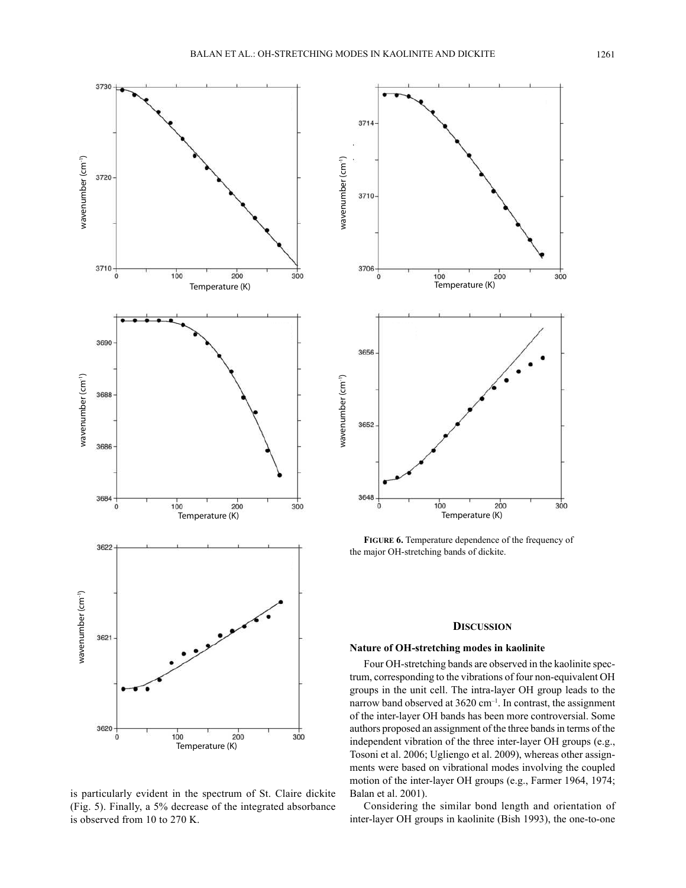**FIGURE 6.** Temperature dependence of the frequency of the major OH-stretching bands of dickite.

is particularly evident in the spectrum of St. Claire dickite (Fig. 5). Finally, a 5% decrease of the integrated absorbance is observed from 10 to 270 K.

## DISCUSSION

### Nature of OH-stretching modes in kaolinite

Four OH-stretching bands are observed in the kaolinite spectrum, corresponding to the vibrations of four non-equivalent OH groups in the unit cell. The intra-layer OH group leads to the narrow band observed at 3620 cm$^{-1}$. In contrast, the assignment of the inter-layer OH bands has been more controversial. Some authors proposed an assignment of the three bands in terms of the independent vibration of the three inter-layer OH groups (e.g., Tosoni et al. 2006; Ugliengo et al. 2009), whereas other assignments were based on vibrational modes involving the coupled motion of the inter-layer OH groups (e.g., Farmer 1964, 1974; Balan et al. 2001).

Considering the similar bond length and orientation of inter-layer OH groups in kaolinite (Bish 1993), the one-to-one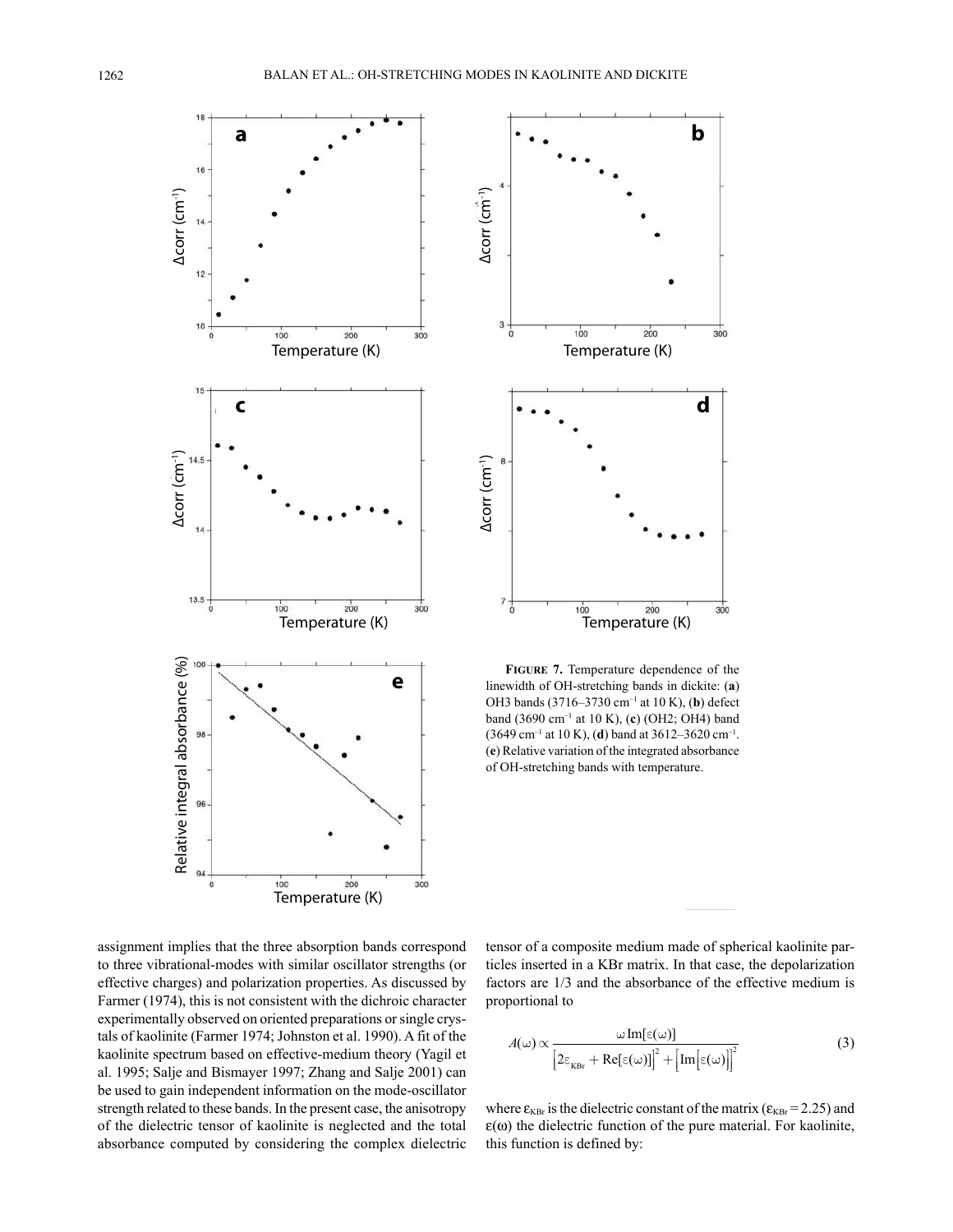**FIGURE 7.** Temperature dependence of the linewidth of OH-stretching bands in dickite: (**a**) OH3 bands (3716–3730 cm$^{-1}$ at 10 K), (**b**) defect band (3690 cm$^{-1}$ at 10 K), (**c**) (OH2; OH4) band (3649 cm$^{-1}$ at 10 K), (**d**) band at 3612–3620 cm$^{-1}$. (**e**) Relative variation of the integrated absorbance of OH-stretching bands with temperature.

assignment implies that the three absorption bands correspond to three vibrational-modes with similar oscillator strengths (or effective charges) and polarization properties. As discussed by Farmer (1974), this is not consistent with the dichroic character experimentally observed on oriented preparations or single crystals of kaolinite (Farmer 1974; Johnston et al. 1990). A fit of the kaolinite spectrum based on effective-medium theory (Yagil et al. 1995; Salje and Bismayer 1997; Zhang and Salje 2001) can be used to gain independent information on the mode-oscillator strength related to these bands. In the present case, the anisotropy of the dielectric tensor of kaolinite is neglected and the total absorbance computed by considering the complex dielectric tensor of a composite medium made of spherical kaolinite particles inserted in a KBr matrix. In that case, the depolarization factors are 1/3 and the absorbance of the effective medium is proportional to

$$A(\omega) \propto \frac{\omega \operatorname{Im}[\varepsilon(\omega)]}{\left[2\varepsilon_{\mathrm{KBr}} + \operatorname{Re}[\varepsilon(\omega)]\right]^2 + \left[\operatorname{Im}\left[\varepsilon(\omega)\right]\right]^2} \tag{3}$$

where $\varepsilon_{\mathrm{KBr}}$ is the dielectric constant of the matrix ($\varepsilon_{\mathrm{KBr}} = 2.25$) and $\varepsilon(\omega)$ the dielectric function of the pure material. For kaolinite, this function is defined by: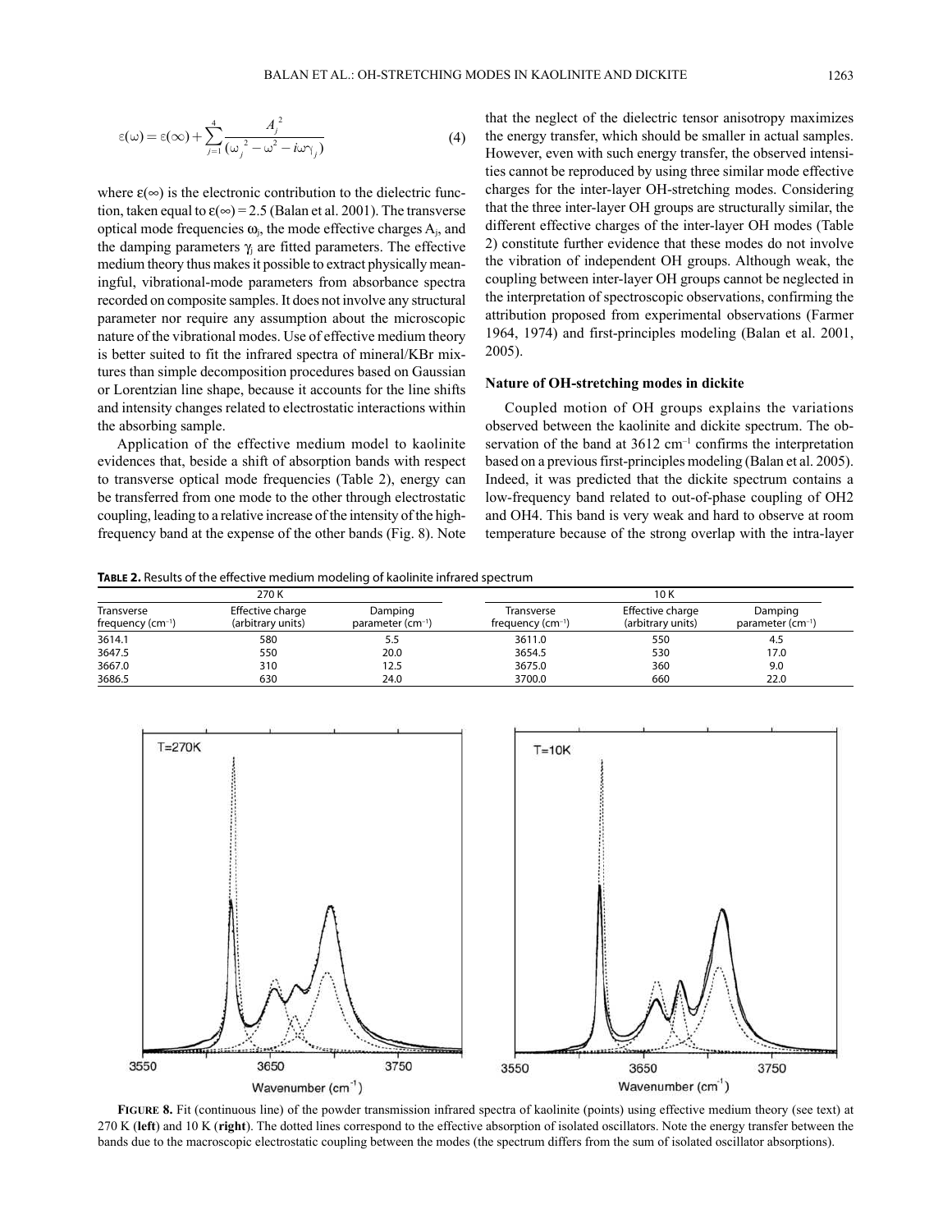$$\varepsilon(\omega) = \varepsilon(\infty) + \sum_{j=1}^{4} \frac{A_j^{\,2}}{(\omega_j^{\,2} - \omega^2 - i\omega\gamma_j)} \tag{4}$$

where $\varepsilon(\infty)$ is the electronic contribution to the dielectric function, taken equal to $\varepsilon(\infty) = 2.5$ (Balan et al. 2001). The transverse optical mode frequencies $\omega_j$, the mode effective charges $A_j$, and the damping parameters $\gamma_j$ are fitted parameters. The effective medium theory thus makes it possible to extract physically meaningful, vibrational-mode parameters from absorbance spectra recorded on composite samples. It does not involve any structural parameter nor require any assumption about the microscopic nature of the vibrational modes. Use of effective medium theory is better suited to fit the infrared spectra of mineral/KBr mixtures than simple decomposition procedures based on Gaussian or Lorentzian line shape, because it accounts for the line shifts and intensity changes related to electrostatic interactions within the absorbing sample.

Application of the effective medium model to kaolinite evidences that, beside a shift of absorption bands with respect to transverse optical mode frequencies (Table 2), energy can be transferred from one mode to the other through electrostatic coupling, leading to a relative increase of the intensity of the high-frequency band at the expense of the other bands (Fig. 8). Note that the neglect of the dielectric tensor anisotropy maximizes the energy transfer, which should be smaller in actual samples. However, even with such energy transfer, the observed intensities cannot be reproduced by using three similar mode effective charges for the inter-layer OH-stretching modes. Considering that the three inter-layer OH groups are structurally similar, the different effective charges of the inter-layer OH modes (Table 2) constitute further evidence that these modes do not involve the vibration of independent OH groups. Although weak, the coupling between inter-layer OH groups cannot be neglected in the interpretation of spectroscopic observations, confirming the attribution proposed from experimental observations (Farmer 1964, 1974) and first-principles modeling (Balan et al. 2001, 2005).

### Nature of OH-stretching modes in dickite

Coupled motion of OH groups explains the variations observed between the kaolinite and dickite spectrum. The observation of the band at 3612 $cm^{-1}$ confirms the interpretation based on a previous first-principles modeling (Balan et al. 2005). Indeed, it was predicted that the dickite spectrum contains a low-frequency band related to out-of-phase coupling of OH2 and OH4. This band is very weak and hard to observe at room temperature because of the strong overlap with the intra-layer

**TABLE 2.** Results of the effective medium modeling of kaolinite infrared spectrum

| 270 K | | | 10 K | | |
|---|---|---|---|---|---|
| Transverse frequency ($cm^{-1}$) | Effective charge (arbitrary units) | Damping parameter ($cm^{-1}$) | Transverse frequency ($cm^{-1}$) | Effective charge (arbitrary units) | Damping parameter ($cm^{-1}$) |
| 3614.1 | 580 | 5.5 | 3611.0 | 550 | 4.5 |
| 3647.5 | 550 | 20.0 | 3654.5 | 530 | 17.0 |
| 3667.0 | 310 | 12.5 | 3675.0 | 360 | 9.0 |
| 3686.5 | 630 | 24.0 | 3700.0 | 660 | 22.0 |

**FIGURE 8.** Fit (continuous line) of the powder transmission infrared spectra of kaolinite (points) using effective medium theory (see text) at 270 K (**left**) and 10 K (**right**). The dotted lines correspond to the effective absorption of isolated oscillators. Note the energy transfer between the bands due to the macroscopic electrostatic coupling between the modes (the spectrum differs from the sum of isolated oscillator absorptions).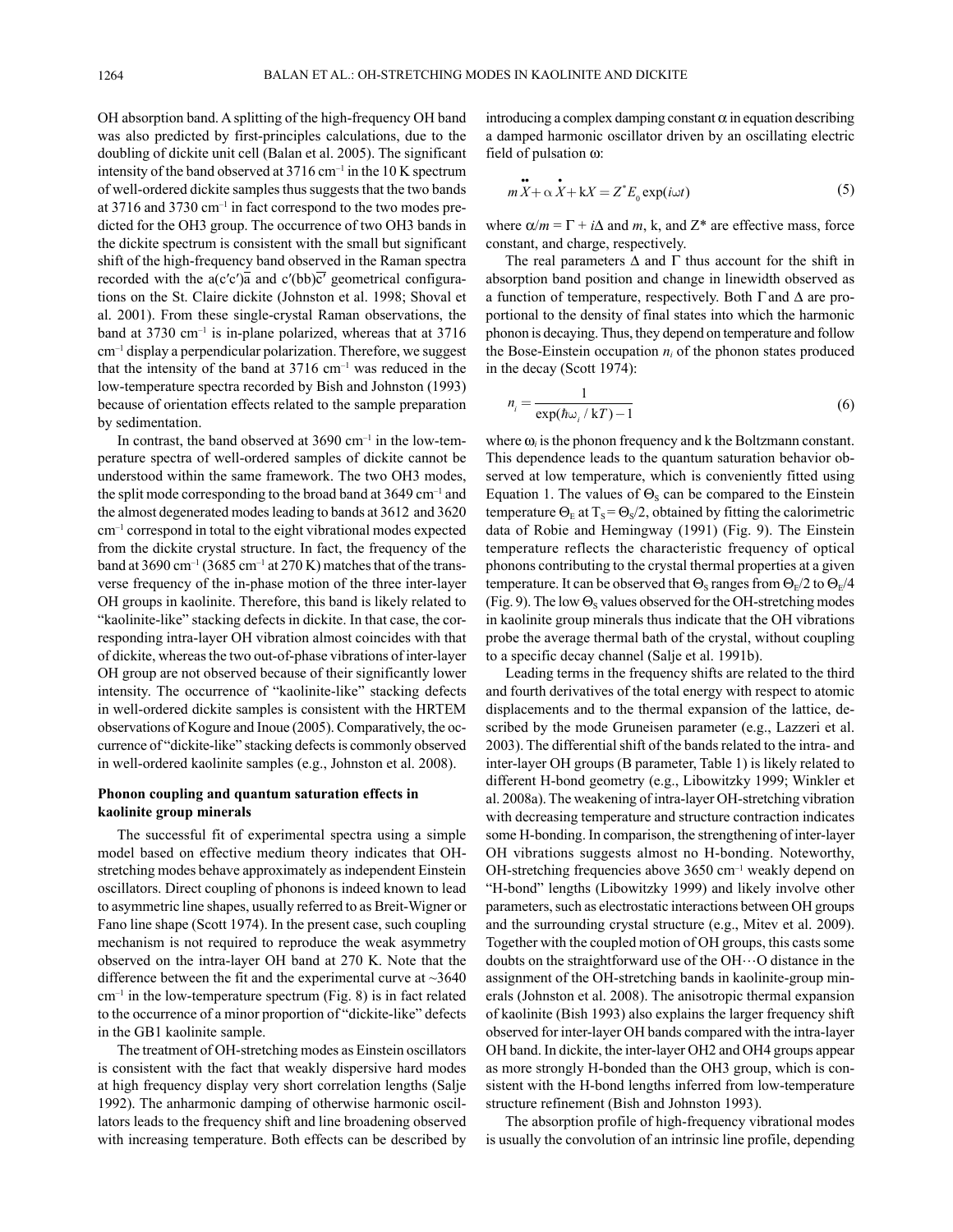OH absorption band. A splitting of the high-frequency OH band was also predicted by first-principles calculations, due to the doubling of dickite unit cell (Balan et al. 2005). The significant intensity of the band observed at 3716 cm$^{-1}$ in the 10 K spectrum of well-ordered dickite samples thus suggests that the two bands at 3716 and 3730 cm$^{-1}$ in fact correspond to the two modes predicted for the OH3 group. The occurrence of two OH3 bands in the dickite spectrum is consistent with the small but significant shift of the high-frequency band observed in the Raman spectra recorded with the a(c′c′)$\overline{a}$ and c′(bb)$\overline{c'}$ geometrical configurations on the St. Claire dickite (Johnston et al. 1998; Shoval et al. 2001). From these single-crystal Raman observations, the band at 3730 cm$^{-1}$ is in-plane polarized, whereas that at 3716 cm$^{-1}$ display a perpendicular polarization. Therefore, we suggest that the intensity of the band at 3716 cm$^{-1}$ was reduced in the low-temperature spectra recorded by Bish and Johnston (1993) because of orientation effects related to the sample preparation by sedimentation.

In contrast, the band observed at 3690 cm$^{-1}$ in the low-temperature spectra of well-ordered samples of dickite cannot be understood within the same framework. The two OH3 modes, the split mode corresponding to the broad band at 3649 cm$^{-1}$ and the almost degenerated modes leading to bands at 3612 and 3620 cm$^{-1}$ correspond in total to the eight vibrational modes expected from the dickite crystal structure. In fact, the frequency of the band at 3690 cm$^{-1}$ (3685 cm$^{-1}$ at 270 K) matches that of the transverse frequency of the in-phase motion of the three inter-layer OH groups in kaolinite. Therefore, this band is likely related to "kaolinite-like" stacking defects in dickite. In that case, the corresponding intra-layer OH vibration almost coincides with that of dickite, whereas the two out-of-phase vibrations of inter-layer OH group are not observed because of their significantly lower intensity. The occurrence of "kaolinite-like" stacking defects in well-ordered dickite samples is consistent with the HRTEM observations of Kogure and Inoue (2005). Comparatively, the occurrence of "dickite-like" stacking defects is commonly observed in well-ordered kaolinite samples (e.g., Johnston et al. 2008).

### Phonon coupling and quantum saturation effects in kaolinite group minerals

The successful fit of experimental spectra using a simple model based on effective medium theory indicates that OH-stretching modes behave approximately as independent Einstein oscillators. Direct coupling of phonons is indeed known to lead to asymmetric line shapes, usually referred to as Breit-Wigner or Fano line shape (Scott 1974). In the present case, such coupling mechanism is not required to reproduce the weak asymmetry observed on the intra-layer OH band at 270 K. Note that the difference between the fit and the experimental curve at ~3640 cm$^{-1}$ in the low-temperature spectrum (Fig. 8) is in fact related to the occurrence of a minor proportion of "dickite-like" defects in the GB1 kaolinite sample.

The treatment of OH-stretching modes as Einstein oscillators is consistent with the fact that weakly dispersive hard modes at high frequency display very short correlation lengths (Salje 1992). The anharmonic damping of otherwise harmonic oscillators leads to the frequency shift and line broadening observed with increasing temperature. Both effects can be described by introducing a complex damping constant $\alpha$ in equation describing a damped harmonic oscillator driven by an oscillating electric field of pulsation $\omega$:

$$m\ddot{X} + \alpha\dot{X} + \mathrm{k}X = Z^{*}E_{0}\exp(i\omega t) \tag{5}$$

where $\alpha/m = \Gamma + i\Delta$ and $m$, k, and $Z^*$ are effective mass, force constant, and charge, respectively.

The real parameters $\Delta$ and $\Gamma$ thus account for the shift in absorption band position and change in linewidth observed as a function of temperature, respectively. Both $\Gamma$ and $\Delta$ are proportional to the density of final states into which the harmonic phonon is decaying. Thus, they depend on temperature and follow the Bose-Einstein occupation $n_i$ of the phonon states produced in the decay (Scott 1974):

$$n_i = \frac{1}{\exp(\hbar\omega_i / \mathrm{k}T) - 1} \tag{6}$$

where $\omega_i$ is the phonon frequency and k the Boltzmann constant. This dependence leads to the quantum saturation behavior observed at low temperature, which is conveniently fitted using Equation 1. The values of $\Theta_S$ can be compared to the Einstein temperature $\Theta_E$ at $T_S = \Theta_S/2$, obtained by fitting the calorimetric data of Robie and Hemingway (1991) (Fig. 9). The Einstein temperature reflects the characteristic frequency of optical phonons contributing to the crystal thermal properties at a given temperature. It can be observed that $\Theta_S$ ranges from $\Theta_E/2$ to $\Theta_E/4$ (Fig. 9). The low $\Theta_S$ values observed for the OH-stretching modes in kaolinite group minerals thus indicate that the OH vibrations probe the average thermal bath of the crystal, without coupling to a specific decay channel (Salje et al. 1991b).

Leading terms in the frequency shifts are related to the third and fourth derivatives of the total energy with respect to atomic displacements and to the thermal expansion of the lattice, described by the mode Gruneisen parameter (e.g., Lazzeri et al. 2003). The differential shift of the bands related to the intra- and inter-layer OH groups (B parameter, Table 1) is likely related to different H-bond geometry (e.g., Libowitzky 1999; Winkler et al. 2008a). The weakening of intra-layer OH-stretching vibration with decreasing temperature and structure contraction indicates some H-bonding. In comparison, the strengthening of inter-layer OH vibrations suggests almost no H-bonding. Noteworthy, OH-stretching frequencies above 3650 cm$^{-1}$ weakly depend on "H-bond" lengths (Libowitzky 1999) and likely involve other parameters, such as electrostatic interactions between OH groups and the surrounding crystal structure (e.g., Mitev et al. 2009). Together with the coupled motion of OH groups, this casts some doubts on the straightforward use of the OH···O distance in the assignment of the OH-stretching bands in kaolinite-group minerals (Johnston et al. 2008). The anisotropic thermal expansion of kaolinite (Bish 1993) also explains the larger frequency shift observed for inter-layer OH bands compared with the intra-layer OH band. In dickite, the inter-layer OH2 and OH4 groups appear as more strongly H-bonded than the OH3 group, which is consistent with the H-bond lengths inferred from low-temperature structure refinement (Bish and Johnston 1993).

The absorption profile of high-frequency vibrational modes is usually the convolution of an intrinsic line profile, depending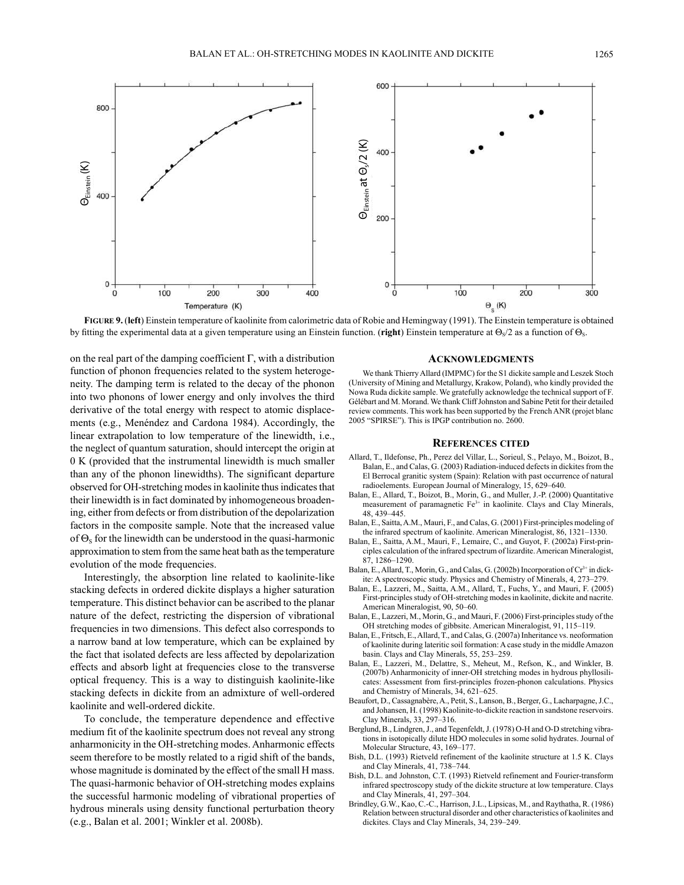$\Theta_{Einstein}$ (K)

800

400

0

0 100 200 300 400

Temperature (K)

$\Theta_{Einstein}$ at $\Theta_s/2$ (K)

600

400

200

0

0 100 200 300

$\Theta_s$ (K)

**FIGURE 9.** (**left**) Einstein temperature of kaolinite from calorimetric data of Robie and Hemingway (1991). The Einstein temperature is obtained by fitting the experimental data at a given temperature using an Einstein function. (**right**) Einstein temperature at $\Theta_S/2$ as a function of $\Theta_S$.

on the real part of the damping coefficient $\Gamma$, with a distribution function of phonon frequencies related to the system heterogeneity. The damping term is related to the decay of the phonon into two phonons of lower energy and only involves the third derivative of the total energy with respect to atomic displacements (e.g., Menéndez and Cardona 1984). Accordingly, the linear extrapolation to low temperature of the linewidth, i.e., the neglect of quantum saturation, should intercept the origin at 0 K (provided that the instrumental linewidth is much smaller than any of the phonon linewidths). The significant departure observed for OH-stretching modes in kaolinite thus indicates that their linewidth is in fact dominated by inhomogeneous broadening, either from defects or from distribution of the depolarization factors in the composite sample. Note that the increased value of $\Theta_S$ for the linewidth can be understood in the quasi-harmonic approximation to stem from the same heat bath as the temperature evolution of the mode frequencies.

Interestingly, the absorption line related to kaolinite-like stacking defects in ordered dickite displays a higher saturation temperature. This distinct behavior can be ascribed to the planar nature of the defect, restricting the dispersion of vibrational frequencies in two dimensions. This defect also corresponds to a narrow band at low temperature, which can be explained by the fact that isolated defects are less affected by depolarization effects and absorb light at frequencies close to the transverse optical frequency. This is a way to distinguish kaolinite-like stacking defects in dickite from an admixture of well-ordered kaolinite and well-ordered dickite.

To conclude, the temperature dependence and effective medium fit of the kaolinite spectrum does not reveal any strong anharmonicity in the OH-stretching modes. Anharmonic effects seem therefore to be mostly related to a rigid shift of the bands, whose magnitude is dominated by the effect of the small H mass. The quasi-harmonic behavior of OH-stretching modes explains the successful harmonic modeling of vibrational properties of hydrous minerals using density functional perturbation theory (e.g., Balan et al. 2001; Winkler et al. 2008b).

## ACKNOWLEDGMENTS

We thank Thierry Allard (IMPMC) for the S1 dickite sample and Leszek Stoch (University of Mining and Metallurgy, Krakow, Poland), who kindly provided the Nowa Ruda dickite sample. We gratefully acknowledge the technical support of F. Gélébart and M. Morand. We thank Cliff Johnston and Sabine Petit for their detailed review comments. This work has been supported by the French ANR (projet blanc 2005 "SPIRSE"). This is IPGP contribution no. 2600.

## REFERENCES CITED

Allard, T., Ildefonse, Ph., Perez del Villar, L., Sorieul, S., Pelayo, M., Boizot, B., Balan, E., and Calas, G. (2003) Radiation-induced defects in dickites from the El Berrocal granitic system (Spain): Relation with past occurrence of natural radioelements. European Journal of Mineralogy, 15, 629–640.

Balan, E., Allard, T., Boizot, B., Morin, G., and Muller, J.-P. (2000) Quantitative measurement of paramagnetic $Fe^{3+}$ in kaolinite. Clays and Clay Minerals, 48, 439–445.

Balan, E., Saitta, A.M., Mauri, F., and Calas, G. (2001) First-principles modeling of the infrared spectrum of kaolinite. American Mineralogist, 86, 1321–1330.

Balan, E., Saitta, A.M., Mauri, F., Lemaire, C., and Guyot, F. (2002a) First-principles calculation of the infrared spectrum of lizardite. American Mineralogist, 87, 1286–1290.

Balan, E., Allard, T., Morin, G., and Calas, G. (2002b) Incorporation of $Cr^{3+}$ in dickite: A spectroscopic study. Physics and Chemistry of Minerals, 4, 273–279.

Balan, E., Lazzeri, M., Saitta, A.M., Allard, T., Fuchs, Y., and Mauri, F. (2005) First-principles study of OH-stretching modes in kaolinite, dickite and nacrite. American Mineralogist, 90, 50–60.

Balan, E., Lazzeri, M., Morin, G., and Mauri, F. (2006) First-principles study of the OH stretching modes of gibbsite. American Mineralogist, 91, 115–119.

Balan, E., Fritsch, E., Allard, T., and Calas, G. (2007a) Inheritance vs. neoformation of kaolinite during lateritic soil formation: A case study in the middle Amazon basin. Clays and Clay Minerals, 55, 253–259.

Balan, E., Lazzeri, M., Delattre, S., Meheut, M., Refson, K., and Winkler, B. (2007b) Anharmonicity of inner-OH stretching modes in hydrous phyllosilicates: Assessment from first-principles frozen-phonon calculations. Physics and Chemistry of Minerals, 34, 621–625.

Beaufort, D., Cassagnabère, A., Petit, S., Lanson, B., Berger, G., Lacharpagne, J.C., and Johansen, H. (1998) Kaolinite-to-dickite reaction in sandstone reservoirs. Clay Minerals, 33, 297–316.

Berglund, B., Lindgren, J., and Tegenfeldt, J. (1978) O-H and O-D stretching vibrations in isotopically dilute HDO molecules in some solid hydrates. Journal of Molecular Structure, 43, 169–177.

Bish, D.L. (1993) Rietveld refinement of the kaolinite structure at 1.5 K. Clays and Clay Minerals, 41, 738–744.

Bish, D.L. and Johnston, C.T. (1993) Rietveld refinement and Fourier-transform infrared spectroscopy study of the dickite structure at low temperature. Clays and Clay Minerals, 41, 297–304.

Brindley, G.W., Kao, C.-C., Harrison, J.L., Lipsicas, M., and Raythatha, R. (1986) Relation between structural disorder and other characteristics of kaolinites and dickites. Clays and Clay Minerals, 34, 239–249.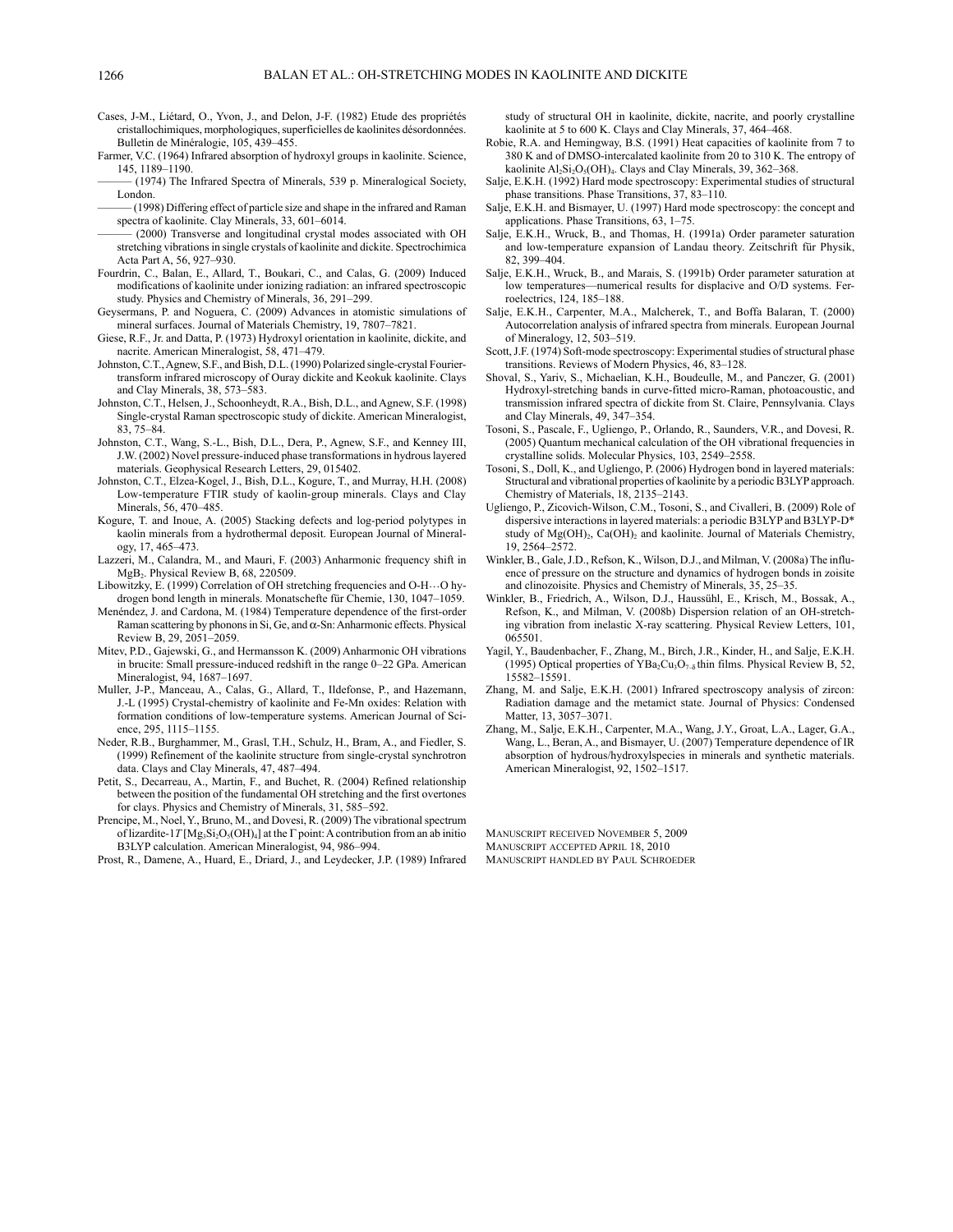Cases, J-M., Liétard, O., Yvon, J., and Delon, J-F. (1982) Etude des propriétés cristallochimiques, morphologiques, superficielles de kaolinites désordonnées. Bulletin de Minéralogie, 105, 439–455.

Farmer, V.C. (1964) Infrared absorption of hydroxyl groups in kaolinite. Science, 145, 1189–1190.

——— (1974) The Infrared Spectra of Minerals, 539 p. Mineralogical Society, London.

——— (1998) Differing effect of particle size and shape in the infrared and Raman spectra of kaolinite. Clay Minerals, 33, 601–6014.

——— (2000) Transverse and longitudinal crystal modes associated with OH stretching vibrations in single crystals of kaolinite and dickite. Spectrochimica Acta Part A, 56, 927–930.

Fourdrin, C., Balan, E., Allard, T., Boukari, C., and Calas, G. (2009) Induced modifications of kaolinite under ionizing radiation: an infrared spectroscopic study. Physics and Chemistry of Minerals, 36, 291–299.

Geysermans, P. and Noguera, C. (2009) Advances in atomistic simulations of mineral surfaces. Journal of Materials Chemistry, 19, 7807–7821.

Giese, R.F., Jr. and Datta, P. (1973) Hydroxyl orientation in kaolinite, dickite, and nacrite. American Mineralogist, 58, 471–479.

Johnston, C.T., Agnew, S.F., and Bish, D.L. (1990) Polarized single-crystal Fourier-transform infrared microscopy of Ouray dickite and Keokuk kaolinite. Clays and Clay Minerals, 38, 573–583.

Johnston, C.T., Helsen, J., Schoonheydt, R.A., Bish, D.L., and Agnew, S.F. (1998) Single-crystal Raman spectroscopic study of dickite. American Mineralogist, 83, 75–84.

Johnston, C.T., Wang, S.-L., Bish, D.L., Dera, P., Agnew, S.F., and Kenney III, J.W. (2002) Novel pressure-induced phase transformations in hydrous layered materials. Geophysical Research Letters, 29, 015402.

Johnston, C.T., Elzea-Kogel, J., Bish, D.L., Kogure, T., and Murray, H.H. (2008) Low-temperature FTIR study of kaolin-group minerals. Clays and Clay Minerals, 56, 470–485.

Kogure, T. and Inoue, A. (2005) Stacking defects and log-period polytypes in kaolin minerals from a hydrothermal deposit. European Journal of Mineralogy, 17, 465–473.

Lazzeri, M., Calandra, M., and Mauri, F. (2003) Anharmonic frequency shift in $MgB_2$. Physical Review B, 68, 220509.

Libowitzky, E. (1999) Correlation of OH stretching frequencies and O-H···O hydrogen bond length in minerals. Monatschefte für Chemie, 130, 1047–1059.

Menéndez, J. and Cardona, M. (1984) Temperature dependence of the first-order Raman scattering by phonons in Si, Ge, and α-Sn: Anharmonic effects. Physical Review B, 29, 2051–2059.

Mitev, P.D., Gajewski, G., and Hermansson K. (2009) Anharmonic OH vibrations in brucite: Small pressure-induced redshift in the range 0–22 GPa. American Mineralogist, 94, 1687–1697.

Muller, J-P., Manceau, A., Calas, G., Allard, T., Ildefonse, P., and Hazemann, J.-L (1995) Crystal-chemistry of kaolinite and Fe-Mn oxides: Relation with formation conditions of low-temperature systems. American Journal of Science, 295, 1115–1155.

Neder, R.B., Burghammer, M., Grasl, T.H., Schulz, H., Bram, A., and Fiedler, S. (1999) Refinement of the kaolinite structure from single-crystal synchrotron data. Clays and Clay Minerals, 47, 487–494.

Petit, S., Decarreau, A., Martin, F., and Buchet, R. (2004) Refined relationship between the position of the fundamental OH stretching and the first overtones for clays. Physics and Chemistry of Minerals, 31, 585–592.

Prencipe, M., Noel, Y., Bruno, M., and Dovesi, R. (2009) The vibrational spectrum of lizardite-1$T$ [$Mg_3Si_2O_5(OH)_4$] at the Γ point: A contribution from an ab initio B3LYP calculation. American Mineralogist, 94, 986–994.

Prost, R., Damene, A., Huard, E., Driard, J., and Leydecker, J.P. (1989) Infrared study of structural OH in kaolinite, dickite, nacrite, and poorly crystalline kaolinite at 5 to 600 K. Clays and Clay Minerals, 37, 464–468.

Robie, R.A. and Hemingway, B.S. (1991) Heat capacities of kaolinite from 7 to 380 K and of DMSO-intercalated kaolinite from 20 to 310 K. The entropy of kaolinite $Al_2Si_2O_5(OH)_4$. Clays and Clay Minerals, 39, 362–368.

Salje, E.K.H. (1992) Hard mode spectroscopy: Experimental studies of structural phase transitions. Phase Transitions, 37, 83–110.

Salje, E.K.H. and Bismayer, U. (1997) Hard mode spectroscopy: the concept and applications. Phase Transitions, 63, 1–75.

Salje, E.K.H., Wruck, B., and Thomas, H. (1991a) Order parameter saturation and low-temperature expansion of Landau theory. Zeitschrift für Physik, 82, 399–404.

Salje, E.K.H., Wruck, B., and Marais, S. (1991b) Order parameter saturation at low temperatures—numerical results for displacive and O/D systems. Ferroelectrics, 124, 185–188.

Salje, E.K.H., Carpenter, M.A., Malcherek, T., and Boffa Balaran, T. (2000) Autocorrelation analysis of infrared spectra from minerals. European Journal of Mineralogy, 12, 503–519.

Scott, J.F. (1974) Soft-mode spectroscopy: Experimental studies of structural phase transitions. Reviews of Modern Physics, 46, 83–128.

Shoval, S., Yariv, S., Michaelian, K.H., Boudeulle, M., and Panczer, G. (2001) Hydroxyl-stretching bands in curve-fitted micro-Raman, photoacoustic, and transmission infrared spectra of dickite from St. Claire, Pennsylvania. Clays and Clay Minerals, 49, 347–354.

Tosoni, S., Pascale, F., Ugliengo, P., Orlando, R., Saunders, V.R., and Dovesi, R. (2005) Quantum mechanical calculation of the OH vibrational frequencies in crystalline solids. Molecular Physics, 103, 2549–2558.

Tosoni, S., Doll, K., and Ugliengo, P. (2006) Hydrogen bond in layered materials: Structural and vibrational properties of kaolinite by a periodic B3LYP approach. Chemistry of Materials, 18, 2135–2143.

Ugliengo, P., Zicovich-Wilson, C.M., Tosoni, S., and Civalleri, B. (2009) Role of dispersive interactions in layered materials: a periodic B3LYP and B3LYP-D* study of $Mg(OH)_2$, $Ca(OH)_2$ and kaolinite. Journal of Materials Chemistry, 19, 2564–2572.

Winkler, B., Gale, J.D., Refson, K., Wilson, D.J., and Milman, V. (2008a) The influence of pressure on the structure and dynamics of hydrogen bonds in zoisite and clinozoisite. Physics and Chemistry of Minerals, 35, 25–35.

Winkler, B., Friedrich, A., Wilson, D.J., Haussühl, E., Krisch, M., Bossak, A., Refson, K., and Milman, V. (2008b) Dispersion relation of an OH-stretching vibration from inelastic X-ray scattering. Physical Review Letters, 101, 065501.

Yagil, Y., Baudenbacher, F., Zhang, M., Birch, J.R., Kinder, H., and Salje, E.K.H. (1995) Optical properties of $YBa_2Cu_3O_{7-\delta}$ thin films. Physical Review B, 52, 15582–15591.

Zhang, M. and Salje, E.K.H. (2001) Infrared spectroscopy analysis of zircon: Radiation damage and the metamict state. Journal of Physics: Condensed Matter, 13, 3057–3071.

Zhang, M., Salje, E.K.H., Carpenter, M.A., Wang, J.Y., Groat, L.A., Lager, G.A., Wang, L., Beran, A., and Bismayer, U. (2007) Temperature dependence of IR absorption of hydrous/hydroxylspecies in minerals and synthetic materials. American Mineralogist, 92, 1502–1517.

Manuscript received November 5, 2009
Manuscript accepted April 18, 2010
Manuscript handled by Paul Schroeder